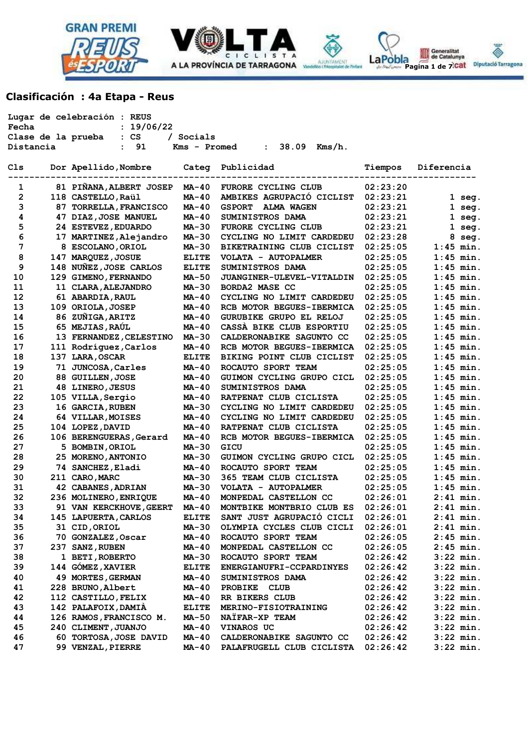## Clasificación : 4a Etapa - Reus

Lugar de celebración : REUS
Fecha : 19/06/22
Clase de la prueba : CS / Socials
Distancia : 91 Kms - Promed : 38.09 Kms/h.

| Cls | Dor | Apellido,Nombre | Categ | Publicidad | Tiempos | Diferencia |
|---|---|---|---|---|---|---|
| 1 | 81 | PIÑANA,ALBERT JOSEP | MA-40 | FURORE CYCLING CLUB | 02:23:20 | |
| 2 | 118 | CASTELLO,Raül | MA-40 | AMBIKES AGRUPACIÓ CICLIST | 02:23:21 | 1 seg. |
| 3 | 87 | TORRELLA,FRANCISCO | MA-40 | GSPORT ALMA WAGEN | 02:23:21 | 1 seg. |
| 4 | 47 | DIAZ,JOSE MANUEL | MA-40 | SUMINISTROS DAMA | 02:23:21 | 1 seg. |
| 5 | 24 | ESTEVEZ,EDUARDO | MA-30 | FURORE CYCLING CLUB | 02:23:21 | 1 seg. |
| 6 | 17 | MARTINEZ,Alejandro | MA-30 | CYCLING NO LIMIT CARDEDEU | 02:23:28 | 8 seg. |
| 7 | 8 | ESCOLANO,ORIOL | MA-30 | BIKETRAINING CLUB CICLIST | 02:25:05 | 1:45 min. |
| 8 | 147 | MARQUEZ,JOSUE | ELITE | VOLATA - AUTOPALMER | 02:25:05 | 1:45 min. |
| 9 | 148 | NUÑEZ,JOSE CARLOS | ELITE | SUMINISTROS DAMA | 02:25:05 | 1:45 min. |
| 10 | 129 | GIMENO,FERNANDO | MA-50 | JUANGINER-ULEVEL-VITALDIN | 02:25:05 | 1:45 min. |
| 11 | 11 | CLARA,ALEJANDRO | MA-30 | BORDA2 MASE CC | 02:25:05 | 1:45 min. |
| 12 | 61 | ABARDIA,RAUL | MA-40 | CYCLING NO LIMIT CARDEDEU | 02:25:05 | 1:45 min. |
| 13 | 109 | ORIOLA,JOSEP | MA-40 | RCB MOTOR BEGUES-IBERMICA | 02:25:05 | 1:45 min. |
| 14 | 86 | ZUÑIGA,ARITZ | MA-40 | GURUBIKE GRUPO EL RELOJ | 02:25:05 | 1:45 min. |
| 15 | 65 | MEJIAS,RAÚL | MA-40 | CASSÀ BIKE CLUB ESPORTIU | 02:25:05 | 1:45 min. |
| 16 | 13 | FERNANDEZ,CELESTINO | MA-30 | CALDERONABIKE SAGUNTO CC | 02:25:05 | 1:45 min. |
| 17 | 111 | Rodríguez,Carlos | MA-40 | RCB MOTOR BEGUES-IBERMICA | 02:25:05 | 1:45 min. |
| 18 | 137 | LARA,OSCAR | ELITE | BIKING POINT CLUB CICLIST | 02:25:05 | 1:45 min. |
| 19 | 71 | JUNCOSA,Carles | MA-40 | ROCAUTO SPORT TEAM | 02:25:05 | 1:45 min. |
| 20 | 88 | GUILLEN,JOSE | MA-40 | GUIMON CYCLING GRUPO CICL | 02:25:05 | 1:45 min. |
| 21 | 48 | LINERO,JESUS | MA-40 | SUMINISTROS DAMA | 02:25:05 | 1:45 min. |
| 22 | 105 | VILLA,Sergio | MA-40 | RATPENAT CLUB CICLISTA | 02:25:05 | 1:45 min. |
| 23 | 16 | GARCIA,RUBEN | MA-30 | CYCLING NO LIMIT CARDEDEU | 02:25:05 | 1:45 min. |
| 24 | 64 | VILLAR,MOISES | MA-40 | CYCLING NO LIMIT CARDEDEU | 02:25:05 | 1:45 min. |
| 25 | 104 | LOPEZ,DAVID | MA-40 | RATPENAT CLUB CICLISTA | 02:25:05 | 1:45 min. |
| 26 | 106 | BERENGUERAS,Gerard | MA-40 | RCB MOTOR BEGUES-IBERMICA | 02:25:05 | 1:45 min. |
| 27 | 5 | BOMBIN,ORIOL | MA-30 | GICU | 02:25:05 | 1:45 min. |
| 28 | 25 | MORENO,ANTONIO | MA-30 | GUIMON CYCLING GRUPO CICL | 02:25:05 | 1:45 min. |
| 29 | 74 | SANCHEZ,Eladi | MA-40 | ROCAUTO SPORT TEAM | 02:25:05 | 1:45 min. |
| 30 | 211 | CARO,MARC | MA-30 | 365 TEAM CLUB CICLISTA | 02:25:05 | 1:45 min. |
| 31 | 42 | CABANES,ADRIAN | MA-30 | VOLATA - AUTOPALMER | 02:25:05 | 1:45 min. |
| 32 | 236 | MOLINERO,ENRIQUE | MA-40 | MONPEDAL CASTELLON CC | 02:26:01 | 2:41 min. |
| 33 | 91 | VAN KERCKHOVE,GEERT | MA-40 | MONTBIKE MONTBRIO CLUB ES | 02:26:01 | 2:41 min. |
| 34 | 145 | LAPUERTA,CARLOS | ELITE | SANT JUST AGRUPACIÓ CICLI | 02:26:01 | 2:41 min. |
| 35 | 31 | CID,ORIOL | MA-30 | OLYMPIA CYCLES CLUB CICLI | 02:26:01 | 2:41 min. |
| 36 | 70 | GONZALEZ,Oscar | MA-40 | ROCAUTO SPORT TEAM | 02:26:05 | 2:45 min. |
| 37 | 237 | SANZ,RUBEN | MA-40 | MONPEDAL CASTELLON CC | 02:26:05 | 2:45 min. |
| 38 | 1 | BETI,ROBERTO | MA-30 | ROCAUTO SPORT TEAM | 02:26:42 | 3:22 min. |
| 39 | 144 | GÓMEZ,XAVIER | ELITE | ENERGIANUFRI-CCPARDINYES | 02:26:42 | 3:22 min. |
| 40 | 49 | MORTES,GERMAN | MA-40 | SUMINISTROS DAMA | 02:26:42 | 3:22 min. |
| 41 | 228 | BRUNO,Albert | MA-40 | PROBIKE CLUB | 02:26:42 | 3:22 min. |
| 42 | 112 | CASTILLO,FELIX | MA-40 | RR BIKERS CLUB | 02:26:42 | 3:22 min. |
| 43 | 142 | PALAFOIX,DAMIÀ | ELITE | MERINO-FISIOTRAINING | 02:26:42 | 3:22 min. |
| 44 | 126 | RAMOS,FRANCISCO M. | MA-50 | NAÏFAR-XP TEAM | 02:26:42 | 3:22 min. |
| 45 | 240 | CLIMENT,JUANJO | MA-40 | VINAROS UC | 02:26:42 | 3:22 min. |
| 46 | 60 | TORTOSA,JOSE DAVID | MA-40 | CALDERONABIKE SAGUNTO CC | 02:26:42 | 3:22 min. |
| 47 | 99 | VENZAL,PIERRE | MA-40 | PALAFRUGELL CLUB CICLISTA | 02:26:42 | 3:22 min. |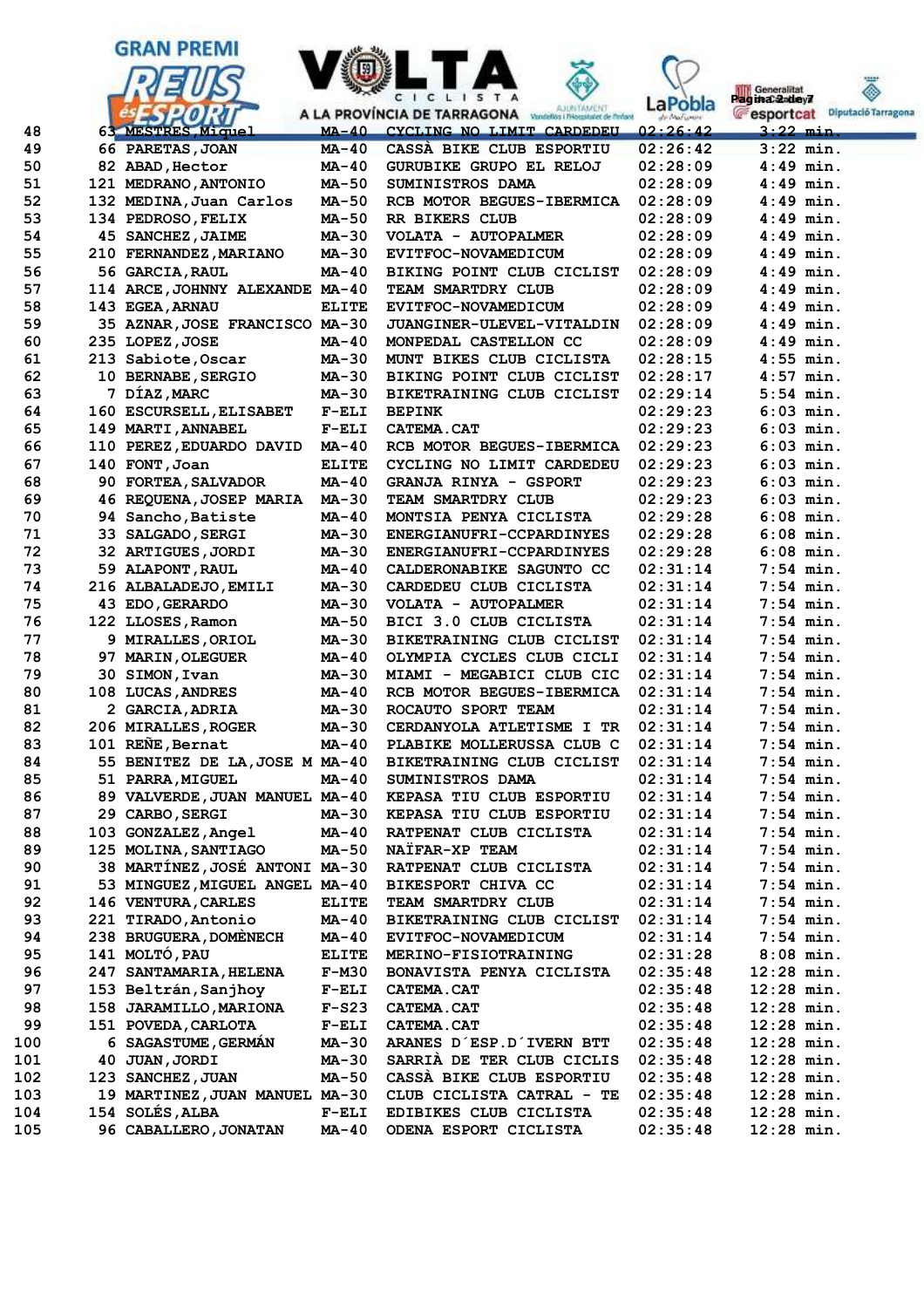| | | | | | | |
|---|---|---|---|---|---|---|
| 48 | 63 | MESTRES,Miquel | MA-40 | CYCLING NO LIMIT CARDEDEU | 02:26:42 | 3:22 min. |
| 49 | 66 | PARETAS,JOAN | MA-40 | CASSÀ BIKE CLUB ESPORTIU | 02:26:42 | 3:22 min. |
| 50 | 82 | ABAD,Hector | MA-40 | GURUBIKE GRUPO EL RELOJ | 02:28:09 | 4:49 min. |
| 51 | 121 | MEDRANO,ANTONIO | MA-50 | SUMINISTROS DAMA | 02:28:09 | 4:49 min. |
| 52 | 132 | MEDINA,Juan Carlos | MA-50 | RCB MOTOR BEGUES-IBERMICA | 02:28:09 | 4:49 min. |
| 53 | 134 | PEDROSO,FELIX | MA-50 | RR BIKERS CLUB | 02:28:09 | 4:49 min. |
| 54 | 45 | SANCHEZ,JAIME | MA-30 | VOLATA - AUTOPALMER | 02:28:09 | 4:49 min. |
| 55 | 210 | FERNANDEZ,MARIANO | MA-30 | EVITFOC-NOVAMEDICUM | 02:28:09 | 4:49 min. |
| 56 | 56 | GARCIA,RAUL | MA-40 | BIKING POINT CLUB CICLIST | 02:28:09 | 4:49 min. |
| 57 | 114 | ARCE,JOHNNY ALEXANDE | MA-40 | TEAM SMARTDRY CLUB | 02:28:09 | 4:49 min. |
| 58 | 143 | EGEA,ARNAU | ELITE | EVITFOC-NOVAMEDICUM | 02:28:09 | 4:49 min. |
| 59 | 35 | AZNAR,JOSE FRANCISCO | MA-30 | JUANGINER-ULEVEL-VITALDIN | 02:28:09 | 4:49 min. |
| 60 | 235 | LOPEZ,JOSE | MA-40 | MONPEDAL CASTELLON CC | 02:28:09 | 4:49 min. |
| 61 | 213 | Sabiote,Oscar | MA-30 | MUNT BIKES CLUB CICLISTA | 02:28:15 | 4:55 min. |
| 62 | 10 | BERNABE,SERGIO | MA-30 | BIKING POINT CLUB CICLIST | 02:28:17 | 4:57 min. |
| 63 | 7 | DÍAZ,MARC | MA-30 | BIKETRAINING CLUB CICLIST | 02:29:14 | 5:54 min. |
| 64 | 160 | ESCURSELL,ELISABET | F-ELI | BEPINK | 02:29:23 | 6:03 min. |
| 65 | 149 | MARTI,ANNABEL | F-ELI | CATEMA.CAT | 02:29:23 | 6:03 min. |
| 66 | 110 | PEREZ,EDUARDO DAVID | MA-40 | RCB MOTOR BEGUES-IBERMICA | 02:29:23 | 6:03 min. |
| 67 | 140 | FONT,Joan | ELITE | CYCLING NO LIMIT CARDEDEU | 02:29:23 | 6:03 min. |
| 68 | 90 | FORTEA,SALVADOR | MA-40 | GRANJA RINYA - GSPORT | 02:29:23 | 6:03 min. |
| 69 | 46 | REQUENA,JOSEP MARIA | MA-30 | TEAM SMARTDRY CLUB | 02:29:23 | 6:03 min. |
| 70 | 94 | Sancho,Batiste | MA-40 | MONTSIA PENYA CICLISTA | 02:29:28 | 6:08 min. |
| 71 | 33 | SALGADO,SERGI | MA-30 | ENERGIANUFRI-CCPARDINYES | 02:29:28 | 6:08 min. |
| 72 | 32 | ARTIGUES,JORDI | MA-30 | ENERGIANUFRI-CCPARDINYES | 02:29:28 | 6:08 min. |
| 73 | 59 | ALAPONT,RAUL | MA-40 | CALDERONABIKE SAGUNTO CC | 02:31:14 | 7:54 min. |
| 74 | 216 | ALBALADEJO,EMILI | MA-30 | CARDEDEU CLUB CICLISTA | 02:31:14 | 7:54 min. |
| 75 | 43 | EDO,GERARDO | MA-30 | VOLATA - AUTOPALMER | 02:31:14 | 7:54 min. |
| 76 | 122 | LLOSES,Ramon | MA-50 | BICI 3.0 CLUB CICLISTA | 02:31:14 | 7:54 min. |
| 77 | 9 | MIRALLES,ORIOL | MA-30 | BIKETRAINING CLUB CICLIST | 02:31:14 | 7:54 min. |
| 78 | 97 | MARIN,OLEGUER | MA-40 | OLYMPIA CYCLES CLUB CICLI | 02:31:14 | 7:54 min. |
| 79 | 30 | SIMON,Ivan | MA-30 | MIAMI - MEGABICI CLUB CIC | 02:31:14 | 7:54 min. |
| 80 | 108 | LUCAS,ANDRES | MA-40 | RCB MOTOR BEGUES-IBERMICA | 02:31:14 | 7:54 min. |
| 81 | 2 | GARCIA,ADRIA | MA-30 | ROCAUTO SPORT TEAM | 02:31:14 | 7:54 min. |
| 82 | 206 | MIRALLES,ROGER | MA-30 | CERDANYOLA ATLETISME I TR | 02:31:14 | 7:54 min. |
| 83 | 101 | REÑE,Bernat | MA-40 | PLABIKE MOLLERUSSA CLUB C | 02:31:14 | 7:54 min. |
| 84 | 55 | BENITEZ DE LA,JOSE M | MA-40 | BIKETRAINING CLUB CICLIST | 02:31:14 | 7:54 min. |
| 85 | 51 | PARRA,MIGUEL | MA-40 | SUMINISTROS DAMA | 02:31:14 | 7:54 min. |
| 86 | 89 | VALVERDE,JUAN MANUEL | MA-40 | KEPASA TIU CLUB ESPORTIU | 02:31:14 | 7:54 min. |
| 87 | 29 | CARBO,SERGI | MA-30 | KEPASA TIU CLUB ESPORTIU | 02:31:14 | 7:54 min. |
| 88 | 103 | GONZALEZ,Angel | MA-40 | RATPENAT CLUB CICLISTA | 02:31:14 | 7:54 min. |
| 89 | 125 | MOLINA,SANTIAGO | MA-50 | NAÏFAR-XP TEAM | 02:31:14 | 7:54 min. |
| 90 | 38 | MARTÍNEZ,JOSÉ ANTONI | MA-30 | RATPENAT CLUB CICLISTA | 02:31:14 | 7:54 min. |
| 91 | 53 | MINGUEZ,MIGUEL ANGEL | MA-40 | BIKESPORT CHIVA CC | 02:31:14 | 7:54 min. |
| 92 | 146 | VENTURA,CARLES | ELITE | TEAM SMARTDRY CLUB | 02:31:14 | 7:54 min. |
| 93 | 221 | TIRADO,Antonio | MA-40 | BIKETRAINING CLUB CICLIST | 02:31:14 | 7:54 min. |
| 94 | 238 | BRUGUERA,DOMÈNECH | MA-40 | EVITFOC-NOVAMEDICUM | 02:31:14 | 7:54 min. |
| 95 | 141 | MOLTÓ,PAU | ELITE | MERINO-FISIOTRAINING | 02:31:28 | 8:08 min. |
| 96 | 247 | SANTAMARIA,HELENA | F-M30 | BONAVISTA PENYA CICLISTA | 02:35:48 | 12:28 min. |
| 97 | 153 | Beltrán,Sanjhoy | F-ELI | CATEMA.CAT | 02:35:48 | 12:28 min. |
| 98 | 158 | JARAMILLO,MARIONA | F-S23 | CATEMA.CAT | 02:35:48 | 12:28 min. |
| 99 | 151 | POVEDA,CARLOTA | F-ELI | CATEMA.CAT | 02:35:48 | 12:28 min. |
| 100 | 6 | SAGASTUME,GERMÁN | MA-30 | ARANES D´ESP.D´IVERN BTT | 02:35:48 | 12:28 min. |
| 101 | 40 | JUAN,JORDI | MA-30 | SARRIÀ DE TER CLUB CICLIS | 02:35:48 | 12:28 min. |
| 102 | 123 | SANCHEZ,JUAN | MA-50 | CASSÀ BIKE CLUB ESPORTIU | 02:35:48 | 12:28 min. |
| 103 | 19 | MARTINEZ,JUAN MANUEL | MA-30 | CLUB CICLISTA CATRAL - TE | 02:35:48 | 12:28 min. |
| 104 | 154 | SOLÉS,ALBA | F-ELI | EDIBIKES CLUB CICLISTA | 02:35:48 | 12:28 min. |
| 105 | 96 | CABALLERO,JONATAN | MA-40 | ODENA ESPORT CICLISTA | 02:35:48 | 12:28 min. |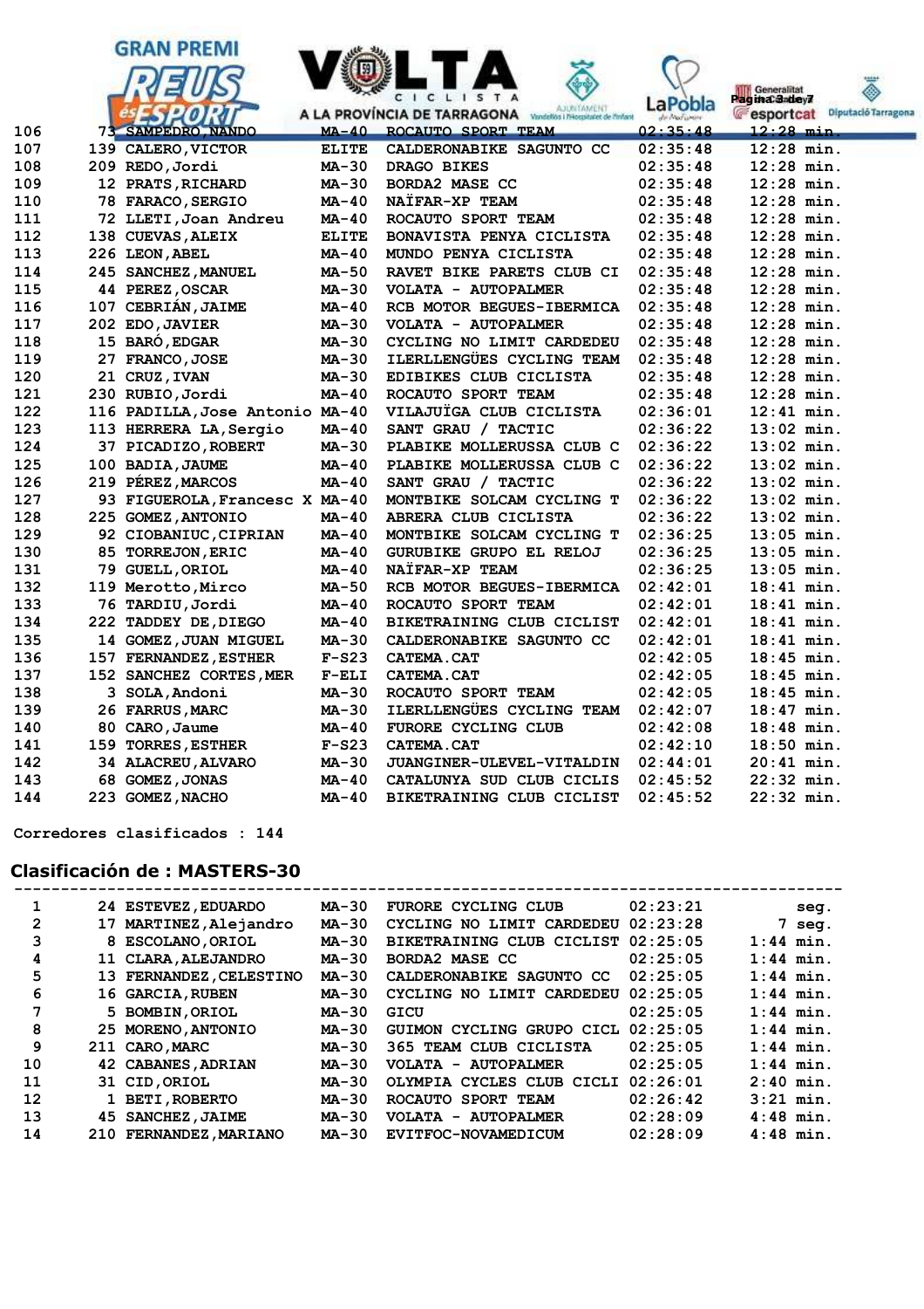| | | | | | | |
|---|---|---|---|---|---|---|
| 106 | 73 | SAMPEDRO,NANDO | MA-40 | ROCAUTO SPORT TEAM | 02:35:48 | 12:28 min. |
| 107 | 139 | CALERO,VICTOR | ELITE | CALDERONABIKE SAGUNTO CC | 02:35:48 | 12:28 min. |
| 108 | 209 | REDO,Jordi | MA-30 | DRAGO BIKES | 02:35:48 | 12:28 min. |
| 109 | 12 | PRATS,RICHARD | MA-30 | BORDA2 MASE CC | 02:35:48 | 12:28 min. |
| 110 | 78 | FARACO,SERGIO | MA-40 | NAÏFAR-XP TEAM | 02:35:48 | 12:28 min. |
| 111 | 72 | LLETI,Joan Andreu | MA-40 | ROCAUTO SPORT TEAM | 02:35:48 | 12:28 min. |
| 112 | 138 | CUEVAS,ALEIX | ELITE | BONAVISTA PENYA CICLISTA | 02:35:48 | 12:28 min. |
| 113 | 226 | LEON,ABEL | MA-40 | MUNDO PENYA CICLISTA | 02:35:48 | 12:28 min. |
| 114 | 245 | SANCHEZ,MANUEL | MA-50 | RAVET BIKE PARETS CLUB CI | 02:35:48 | 12:28 min. |
| 115 | 44 | PEREZ,OSCAR | MA-30 | VOLATA - AUTOPALMER | 02:35:48 | 12:28 min. |
| 116 | 107 | CEBRIÁN,JAIME | MA-40 | RCB MOTOR BEGUES-IBERMICA | 02:35:48 | 12:28 min. |
| 117 | 202 | EDO,JAVIER | MA-30 | VOLATA - AUTOPALMER | 02:35:48 | 12:28 min. |
| 118 | 15 | BARÓ,EDGAR | MA-30 | CYCLING NO LIMIT CARDEDEU | 02:35:48 | 12:28 min. |
| 119 | 27 | FRANCO,JOSE | MA-30 | ILERLLENGÜES CYCLING TEAM | 02:35:48 | 12:28 min. |
| 120 | 21 | CRUZ,IVAN | MA-30 | EDIBIKES CLUB CICLISTA | 02:35:48 | 12:28 min. |
| 121 | 230 | RUBIO,Jordi | MA-40 | ROCAUTO SPORT TEAM | 02:35:48 | 12:28 min. |
| 122 | 116 | PADILLA,Jose Antonio | MA-40 | VILAJUÏGA CLUB CICLISTA | 02:36:01 | 12:41 min. |
| 123 | 113 | HERRERA LA,Sergio | MA-40 | SANT GRAU / TACTIC | 02:36:22 | 13:02 min. |
| 124 | 37 | PICADIZO,ROBERT | MA-30 | PLABIKE MOLLERUSSA CLUB C | 02:36:22 | 13:02 min. |
| 125 | 100 | BADIA,JAUME | MA-40 | PLABIKE MOLLERUSSA CLUB C | 02:36:22 | 13:02 min. |
| 126 | 219 | PÉREZ,MARCOS | MA-40 | SANT GRAU / TACTIC | 02:36:22 | 13:02 min. |
| 127 | 93 | FIGUEROLA,Francesc X | MA-40 | MONTBIKE SOLCAM CYCLING T | 02:36:22 | 13:02 min. |
| 128 | 225 | GOMEZ,ANTONIO | MA-40 | ABRERA CLUB CICLISTA | 02:36:22 | 13:02 min. |
| 129 | 92 | CIOBANIUC,CIPRIAN | MA-40 | MONTBIKE SOLCAM CYCLING T | 02:36:25 | 13:05 min. |
| 130 | 85 | TORREJON,ERIC | MA-40 | GURUBIKE GRUPO EL RELOJ | 02:36:25 | 13:05 min. |
| 131 | 79 | GUELL,ORIOL | MA-40 | NAÏFAR-XP TEAM | 02:36:25 | 13:05 min. |
| 132 | 119 | Merotto,Mirco | MA-50 | RCB MOTOR BEGUES-IBERMICA | 02:42:01 | 18:41 min. |
| 133 | 76 | TARDIU,Jordi | MA-40 | ROCAUTO SPORT TEAM | 02:42:01 | 18:41 min. |
| 134 | 222 | TADDEY DE,DIEGO | MA-40 | BIKETRAINING CLUB CICLIST | 02:42:01 | 18:41 min. |
| 135 | 14 | GOMEZ,JUAN MIGUEL | MA-30 | CALDERONABIKE SAGUNTO CC | 02:42:01 | 18:41 min. |
| 136 | 157 | FERNANDEZ,ESTHER | F-S23 | CATEMA.CAT | 02:42:05 | 18:45 min. |
| 137 | 152 | SANCHEZ CORTES,MER | F-ELI | CATEMA.CAT | 02:42:05 | 18:45 min. |
| 138 | 3 | SOLA,Andoni | MA-30 | ROCAUTO SPORT TEAM | 02:42:05 | 18:45 min. |
| 139 | 26 | FARRUS,MARC | MA-30 | ILERLLENGÜES CYCLING TEAM | 02:42:07 | 18:47 min. |
| 140 | 80 | CARO,Jaume | MA-40 | FURORE CYCLING CLUB | 02:42:08 | 18:48 min. |
| 141 | 159 | TORRES,ESTHER | F-S23 | CATEMA.CAT | 02:42:10 | 18:50 min. |
| 142 | 34 | ALACREU,ALVARO | MA-30 | JUANGINER-ULEVEL-VITALDIN | 02:44:01 | 20:41 min. |
| 143 | 68 | GOMEZ,JONAS | MA-40 | CATALUNYA SUD CLUB CICLIS | 02:45:52 | 22:32 min. |
| 144 | 223 | GOMEZ,NACHO | MA-40 | BIKETRAINING CLUB CICLIST | 02:45:52 | 22:32 min. |

Corredores clasificados : 144

## Clasificación de : MASTERS-30

| | | | | | | |
|---|---|---|---|---|---|---|
| 1 | 24 | ESTEVEZ,EDUARDO | MA-30 | FURORE CYCLING CLUB | 02:23:21 | seg. |
| 2 | 17 | MARTINEZ,Alejandro | MA-30 | CYCLING NO LIMIT CARDEDEU | 02:23:28 | 7 seg. |
| 3 | 8 | ESCOLANO,ORIOL | MA-30 | BIKETRAINING CLUB CICLIST | 02:25:05 | 1:44 min. |
| 4 | 11 | CLARA,ALEJANDRO | MA-30 | BORDA2 MASE CC | 02:25:05 | 1:44 min. |
| 5 | 13 | FERNANDEZ,CELESTINO | MA-30 | CALDERONABIKE SAGUNTO CC | 02:25:05 | 1:44 min. |
| 6 | 16 | GARCIA,RUBEN | MA-30 | CYCLING NO LIMIT CARDEDEU | 02:25:05 | 1:44 min. |
| 7 | 5 | BOMBIN,ORIOL | MA-30 | GICU | 02:25:05 | 1:44 min. |
| 8 | 25 | MORENO,ANTONIO | MA-30 | GUIMON CYCLING GRUPO CICL | 02:25:05 | 1:44 min. |
| 9 | 211 | CARO,MARC | MA-30 | 365 TEAM CLUB CICLISTA | 02:25:05 | 1:44 min. |
| 10 | 42 | CABANES,ADRIAN | MA-30 | VOLATA - AUTOPALMER | 02:25:05 | 1:44 min. |
| 11 | 31 | CID,ORIOL | MA-30 | OLYMPIA CYCLES CLUB CICLI | 02:26:01 | 2:40 min. |
| 12 | 1 | BETI,ROBERTO | MA-30 | ROCAUTO SPORT TEAM | 02:26:42 | 3:21 min. |
| 13 | 45 | SANCHEZ,JAIME | MA-30 | VOLATA - AUTOPALMER | 02:28:09 | 4:48 min. |
| 14 | 210 | FERNANDEZ,MARIANO | MA-30 | EVITFOC-NOVAMEDICUM | 02:28:09 | 4:48 min. |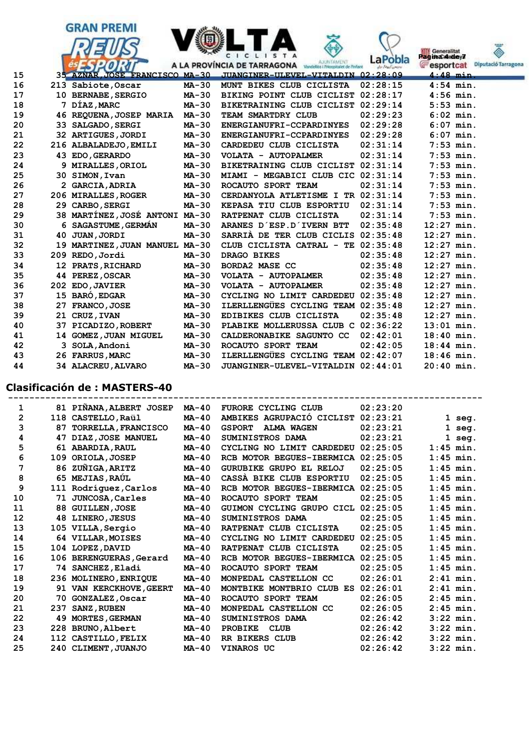| | | | | | | |
|---|---|---|---|---|---|---|
| 15 | 35 | AZNAR,JOSE FRANCISCO | MA-30 | JUANGINER-ULEVEL-VITALDIN | 02:28:09 | 4:48 min. |
| 16 | 213 | Sabiote,Oscar | MA-30 | MUNT BIKES CLUB CICLISTA | 02:28:15 | 4:54 min. |
| 17 | 10 | BERNABE,SERGIO | MA-30 | BIKING POINT CLUB CICLIST | 02:28:17 | 4:56 min. |
| 18 | 7 | DÍAZ,MARC | MA-30 | BIKETRAINING CLUB CICLIST | 02:29:14 | 5:53 min. |
| 19 | 46 | REQUENA,JOSEP MARIA | MA-30 | TEAM SMARTDRY CLUB | 02:29:23 | 6:02 min. |
| 20 | 33 | SALGADO,SERGI | MA-30 | ENERGIANUFRI-CCPARDINYES | 02:29:28 | 6:07 min. |
| 21 | 32 | ARTIGUES,JORDI | MA-30 | ENERGIANUFRI-CCPARDINYES | 02:29:28 | 6:07 min. |
| 22 | 216 | ALBALADEJO,EMILI | MA-30 | CARDEDEU CLUB CICLISTA | 02:31:14 | 7:53 min. |
| 23 | 43 | EDO,GERARDO | MA-30 | VOLATA - AUTOPALMER | 02:31:14 | 7:53 min. |
| 24 | 9 | MIRALLES,ORIOL | MA-30 | BIKETRAINING CLUB CICLIST | 02:31:14 | 7:53 min. |
| 25 | 30 | SIMON,Ivan | MA-30 | MIAMI - MEGABICI CLUB CIC | 02:31:14 | 7:53 min. |
| 26 | 2 | GARCIA,ADRIA | MA-30 | ROCAUTO SPORT TEAM | 02:31:14 | 7:53 min. |
| 27 | 206 | MIRALLES,ROGER | MA-30 | CERDANYOLA ATLETISME I TR | 02:31:14 | 7:53 min. |
| 28 | 29 | CARBO,SERGI | MA-30 | KEPASA TIU CLUB ESPORTIU | 02:31:14 | 7:53 min. |
| 29 | 38 | MARTÍNEZ,JOSÉ ANTONI | MA-30 | RATPENAT CLUB CICLISTA | 02:31:14 | 7:53 min. |
| 30 | 6 | SAGASTUME,GERMÁN | MA-30 | ARANES D´ESP.D´IVERN BTT | 02:35:48 | 12:27 min. |
| 31 | 40 | JUAN,JORDI | MA-30 | SARRIÀ DE TER CLUB CICLIS | 02:35:48 | 12:27 min. |
| 32 | 19 | MARTINEZ,JUAN MANUEL | MA-30 | CLUB CICLISTA CATRAL - TE | 02:35:48 | 12:27 min. |
| 33 | 209 | REDO,Jordi | MA-30 | DRAGO BIKES | 02:35:48 | 12:27 min. |
| 34 | 12 | PRATS,RICHARD | MA-30 | BORDA2 MASE CC | 02:35:48 | 12:27 min. |
| 35 | 44 | PEREZ,OSCAR | MA-30 | VOLATA - AUTOPALMER | 02:35:48 | 12:27 min. |
| 36 | 202 | EDO,JAVIER | MA-30 | VOLATA - AUTOPALMER | 02:35:48 | 12:27 min. |
| 37 | 15 | BARÓ,EDGAR | MA-30 | CYCLING NO LIMIT CARDEDEU | 02:35:48 | 12:27 min. |
| 38 | 27 | FRANCO,JOSE | MA-30 | ILERLLENGÜES CYCLING TEAM | 02:35:48 | 12:27 min. |
| 39 | 21 | CRUZ,IVAN | MA-30 | EDIBIKES CLUB CICLISTA | 02:35:48 | 12:27 min. |
| 40 | 37 | PICADIZO,ROBERT | MA-30 | PLABIKE MOLLERUSSA CLUB C | 02:36:22 | 13:01 min. |
| 41 | 14 | GOMEZ,JUAN MIGUEL | MA-30 | CALDERONABIKE SAGUNTO CC | 02:42:01 | 18:40 min. |
| 42 | 3 | SOLA,Andoni | MA-30 | ROCAUTO SPORT TEAM | 02:42:05 | 18:44 min. |
| 43 | 26 | FARRUS,MARC | MA-30 | ILERLLENGÜES CYCLING TEAM | 02:42:07 | 18:46 min. |
| 44 | 34 | ALACREU,ALVARO | MA-30 | JUANGINER-ULEVEL-VITALDIN | 02:44:01 | 20:40 min. |

## Clasificación de : MASTERS-40

| | | | | | | |
|---|---|---|---|---|---|---|
| 1 | 81 | PIÑANA,ALBERT JOSEP | MA-40 | FURORE CYCLING CLUB | 02:23:20 | |
| 2 | 118 | CASTELLO,Raül | MA-40 | AMBIKES AGRUPACIÓ CICLIST | 02:23:21 | 1 seg. |
| 3 | 87 | TORRELLA,FRANCISCO | MA-40 | GSPORT ALMA WAGEN | 02:23:21 | 1 seg. |
| 4 | 47 | DIAZ,JOSE MANUEL | MA-40 | SUMINISTROS DAMA | 02:23:21 | 1 seg. |
| 5 | 61 | ABARDIA,RAUL | MA-40 | CYCLING NO LIMIT CARDEDEU | 02:25:05 | 1:45 min. |
| 6 | 109 | ORIOLA,JOSEP | MA-40 | RCB MOTOR BEGUES-IBERMICA | 02:25:05 | 1:45 min. |
| 7 | 86 | ZUÑIGA,ARITZ | MA-40 | GURUBIKE GRUPO EL RELOJ | 02:25:05 | 1:45 min. |
| 8 | 65 | MEJIAS,RAÚL | MA-40 | CASSÀ BIKE CLUB ESPORTIU | 02:25:05 | 1:45 min. |
| 9 | 111 | Rodríguez,Carlos | MA-40 | RCB MOTOR BEGUES-IBERMICA | 02:25:05 | 1:45 min. |
| 10 | 71 | JUNCOSA,Carles | MA-40 | ROCAUTO SPORT TEAM | 02:25:05 | 1:45 min. |
| 11 | 88 | GUILLEN,JOSE | MA-40 | GUIMON CYCLING GRUPO CICL | 02:25:05 | 1:45 min. |
| 12 | 48 | LINERO,JESUS | MA-40 | SUMINISTROS DAMA | 02:25:05 | 1:45 min. |
| 13 | 105 | VILLA,Sergio | MA-40 | RATPENAT CLUB CICLISTA | 02:25:05 | 1:45 min. |
| 14 | 64 | VILLAR,MOISES | MA-40 | CYCLING NO LIMIT CARDEDEU | 02:25:05 | 1:45 min. |
| 15 | 104 | LOPEZ,DAVID | MA-40 | RATPENAT CLUB CICLISTA | 02:25:05 | 1:45 min. |
| 16 | 106 | BERENGUERAS,Gerard | MA-40 | RCB MOTOR BEGUES-IBERMICA | 02:25:05 | 1:45 min. |
| 17 | 74 | SANCHEZ,Eladi | MA-40 | ROCAUTO SPORT TEAM | 02:25:05 | 1:45 min. |
| 18 | 236 | MOLINERO,ENRIQUE | MA-40 | MONPEDAL CASTELLON CC | 02:26:01 | 2:41 min. |
| 19 | 91 | VAN KERCKHOVE,GEERT | MA-40 | MONTBIKE MONTBRIO CLUB ES | 02:26:01 | 2:41 min. |
| 20 | 70 | GONZALEZ,Oscar | MA-40 | ROCAUTO SPORT TEAM | 02:26:05 | 2:45 min. |
| 21 | 237 | SANZ,RUBEN | MA-40 | MONPEDAL CASTELLON CC | 02:26:05 | 2:45 min. |
| 22 | 49 | MORTES,GERMAN | MA-40 | SUMINISTROS DAMA | 02:26:42 | 3:22 min. |
| 23 | 228 | BRUNO,Albert | MA-40 | PROBIKE CLUB | 02:26:42 | 3:22 min. |
| 24 | 112 | CASTILLO,FELIX | MA-40 | RR BIKERS CLUB | 02:26:42 | 3:22 min. |
| 25 | 240 | CLIMENT,JUANJO | MA-40 | VINAROS UC | 02:26:42 | 3:22 min. |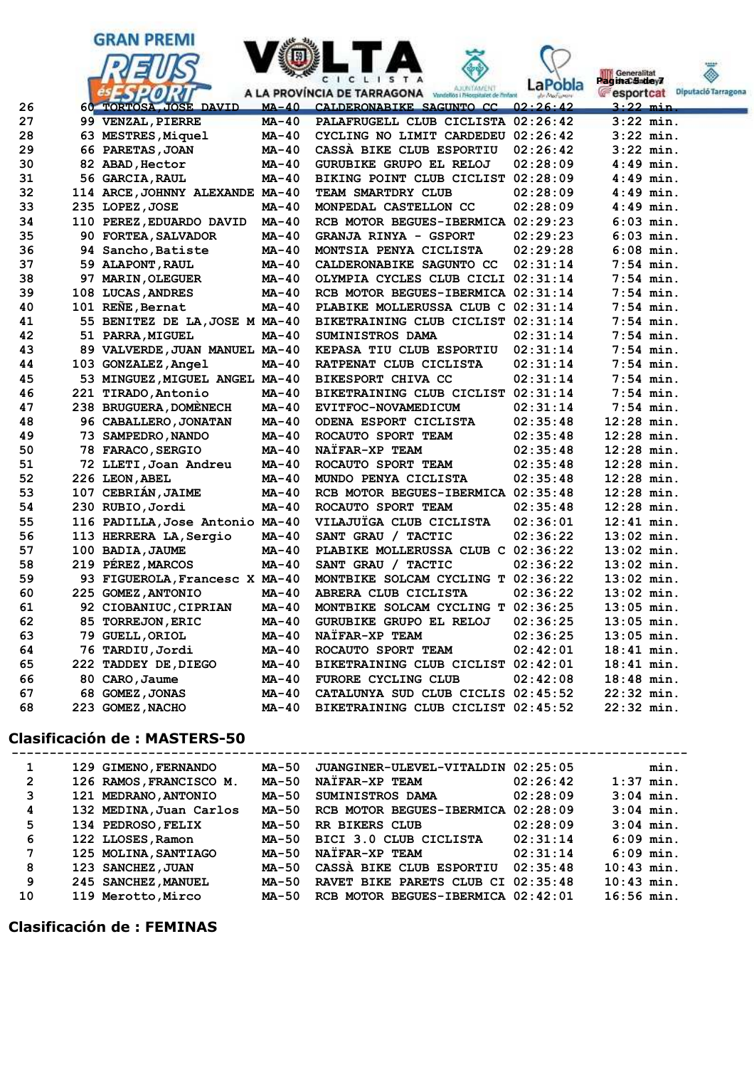| | | | | | | |
|---|---|---|---|---|---|---|
| 26 | 60 | TORTOSA,JOSE DAVID | MA-40 | CALDERONABIKE SAGUNTO CC | 02:26:42 | 3:22 min. |
| 27 | 99 | VENZAL,PIERRE | MA-40 | PALAFRUGELL CLUB CICLISTA | 02:26:42 | 3:22 min. |
| 28 | 63 | MESTRES,Miquel | MA-40 | CYCLING NO LIMIT CARDEDEU | 02:26:42 | 3:22 min. |
| 29 | 66 | PARETAS,JOAN | MA-40 | CASSÀ BIKE CLUB ESPORTIU | 02:26:42 | 3:22 min. |
| 30 | 82 | ABAD,Hector | MA-40 | GURUBIKE GRUPO EL RELOJ | 02:28:09 | 4:49 min. |
| 31 | 56 | GARCIA,RAUL | MA-40 | BIKING POINT CLUB CICLIST | 02:28:09 | 4:49 min. |
| 32 | 114 | ARCE,JOHNNY ALEXANDE | MA-40 | TEAM SMARTDRY CLUB | 02:28:09 | 4:49 min. |
| 33 | 235 | LOPEZ,JOSE | MA-40 | MONPEDAL CASTELLON CC | 02:28:09 | 4:49 min. |
| 34 | 110 | PEREZ,EDUARDO DAVID | MA-40 | RCB MOTOR BEGUES-IBERMICA | 02:29:23 | 6:03 min. |
| 35 | 90 | FORTEA,SALVADOR | MA-40 | GRANJA RINYA - GSPORT | 02:29:23 | 6:03 min. |
| 36 | 94 | Sancho,Batiste | MA-40 | MONTSIA PENYA CICLISTA | 02:29:28 | 6:08 min. |
| 37 | 59 | ALAPONT,RAUL | MA-40 | CALDERONABIKE SAGUNTO CC | 02:31:14 | 7:54 min. |
| 38 | 97 | MARIN,OLEGUER | MA-40 | OLYMPIA CYCLES CLUB CICLI | 02:31:14 | 7:54 min. |
| 39 | 108 | LUCAS,ANDRES | MA-40 | RCB MOTOR BEGUES-IBERMICA | 02:31:14 | 7:54 min. |
| 40 | 101 | REÑE,Bernat | MA-40 | PLABIKE MOLLERUSSA CLUB C | 02:31:14 | 7:54 min. |
| 41 | 55 | BENITEZ DE LA,JOSE M | MA-40 | BIKETRAINING CLUB CICLIST | 02:31:14 | 7:54 min. |
| 42 | 51 | PARRA,MIGUEL | MA-40 | SUMINISTROS DAMA | 02:31:14 | 7:54 min. |
| 43 | 89 | VALVERDE,JUAN MANUEL | MA-40 | KEPASA TIU CLUB ESPORTIU | 02:31:14 | 7:54 min. |
| 44 | 103 | GONZALEZ,Angel | MA-40 | RATPENAT CLUB CICLISTA | 02:31:14 | 7:54 min. |
| 45 | 53 | MINGUEZ,MIGUEL ANGEL | MA-40 | BIKESPORT CHIVA CC | 02:31:14 | 7:54 min. |
| 46 | 221 | TIRADO,Antonio | MA-40 | BIKETRAINING CLUB CICLIST | 02:31:14 | 7:54 min. |
| 47 | 238 | BRUGUERA,DOMÈNECH | MA-40 | EVITFOC-NOVAMEDICUM | 02:31:14 | 7:54 min. |
| 48 | 96 | CABALLERO,JONATAN | MA-40 | ODENA ESPORT CICLISTA | 02:35:48 | 12:28 min. |
| 49 | 73 | SAMPEDRO,NANDO | MA-40 | ROCAUTO SPORT TEAM | 02:35:48 | 12:28 min. |
| 50 | 78 | FARACO,SERGIO | MA-40 | NAÏFAR-XP TEAM | 02:35:48 | 12:28 min. |
| 51 | 72 | LLETI,Joan Andreu | MA-40 | ROCAUTO SPORT TEAM | 02:35:48 | 12:28 min. |
| 52 | 226 | LEON,ABEL | MA-40 | MUNDO PENYA CICLISTA | 02:35:48 | 12:28 min. |
| 53 | 107 | CEBRIÁN,JAIME | MA-40 | RCB MOTOR BEGUES-IBERMICA | 02:35:48 | 12:28 min. |
| 54 | 230 | RUBIO,Jordi | MA-40 | ROCAUTO SPORT TEAM | 02:35:48 | 12:28 min. |
| 55 | 116 | PADILLA,Jose Antonio | MA-40 | VILAJUÏGA CLUB CICLISTA | 02:36:01 | 12:41 min. |
| 56 | 113 | HERRERA LA,Sergio | MA-40 | SANT GRAU / TACTIC | 02:36:22 | 13:02 min. |
| 57 | 100 | BADIA,JAUME | MA-40 | PLABIKE MOLLERUSSA CLUB C | 02:36:22 | 13:02 min. |
| 58 | 219 | PÉREZ,MARCOS | MA-40 | SANT GRAU / TACTIC | 02:36:22 | 13:02 min. |
| 59 | 93 | FIGUEROLA,Francesc X | MA-40 | MONTBIKE SOLCAM CYCLING T | 02:36:22 | 13:02 min. |
| 60 | 225 | GOMEZ,ANTONIO | MA-40 | ABRERA CLUB CICLISTA | 02:36:22 | 13:02 min. |
| 61 | 92 | CIOBANIUC,CIPRIAN | MA-40 | MONTBIKE SOLCAM CYCLING T | 02:36:25 | 13:05 min. |
| 62 | 85 | TORREJON,ERIC | MA-40 | GURUBIKE GRUPO EL RELOJ | 02:36:25 | 13:05 min. |
| 63 | 79 | GUELL,ORIOL | MA-40 | NAÏFAR-XP TEAM | 02:36:25 | 13:05 min. |
| 64 | 76 | TARDIU,Jordi | MA-40 | ROCAUTO SPORT TEAM | 02:42:01 | 18:41 min. |
| 65 | 222 | TADDEY DE,DIEGO | MA-40 | BIKETRAINING CLUB CICLIST | 02:42:01 | 18:41 min. |
| 66 | 80 | CARO,Jaume | MA-40 | FURORE CYCLING CLUB | 02:42:08 | 18:48 min. |
| 67 | 68 | GOMEZ,JONAS | MA-40 | CATALUNYA SUD CLUB CICLIS | 02:45:52 | 22:32 min. |
| 68 | 223 | GOMEZ,NACHO | MA-40 | BIKETRAINING CLUB CICLIST | 02:45:52 | 22:32 min. |

## Clasificación de : MASTERS-50

| | | | | | | |
|---|---|---|---|---|---|---|
| 1 | 129 | GIMENO,FERNANDO | MA-50 | JUANGINER-ULEVEL-VITALDIN | 02:25:05 | min. |
| 2 | 126 | RAMOS,FRANCISCO M. | MA-50 | NAÏFAR-XP TEAM | 02:26:42 | 1:37 min. |
| 3 | 121 | MEDRANO,ANTONIO | MA-50 | SUMINISTROS DAMA | 02:28:09 | 3:04 min. |
| 4 | 132 | MEDINA,Juan Carlos | MA-50 | RCB MOTOR BEGUES-IBERMICA | 02:28:09 | 3:04 min. |
| 5 | 134 | PEDROSO,FELIX | MA-50 | RR BIKERS CLUB | 02:28:09 | 3:04 min. |
| 6 | 122 | LLOSES,Ramon | MA-50 | BICI 3.0 CLUB CICLISTA | 02:31:14 | 6:09 min. |
| 7 | 125 | MOLINA,SANTIAGO | MA-50 | NAÏFAR-XP TEAM | 02:31:14 | 6:09 min. |
| 8 | 123 | SANCHEZ,JUAN | MA-50 | CASSÀ BIKE CLUB ESPORTIU | 02:35:48 | 10:43 min. |
| 9 | 245 | SANCHEZ,MANUEL | MA-50 | RAVET BIKE PARETS CLUB CI | 02:35:48 | 10:43 min. |
| 10 | 119 | Merotto,Mirco | MA-50 | RCB MOTOR BEGUES-IBERMICA | 02:42:01 | 16:56 min. |

## Clasificación de : FEMINAS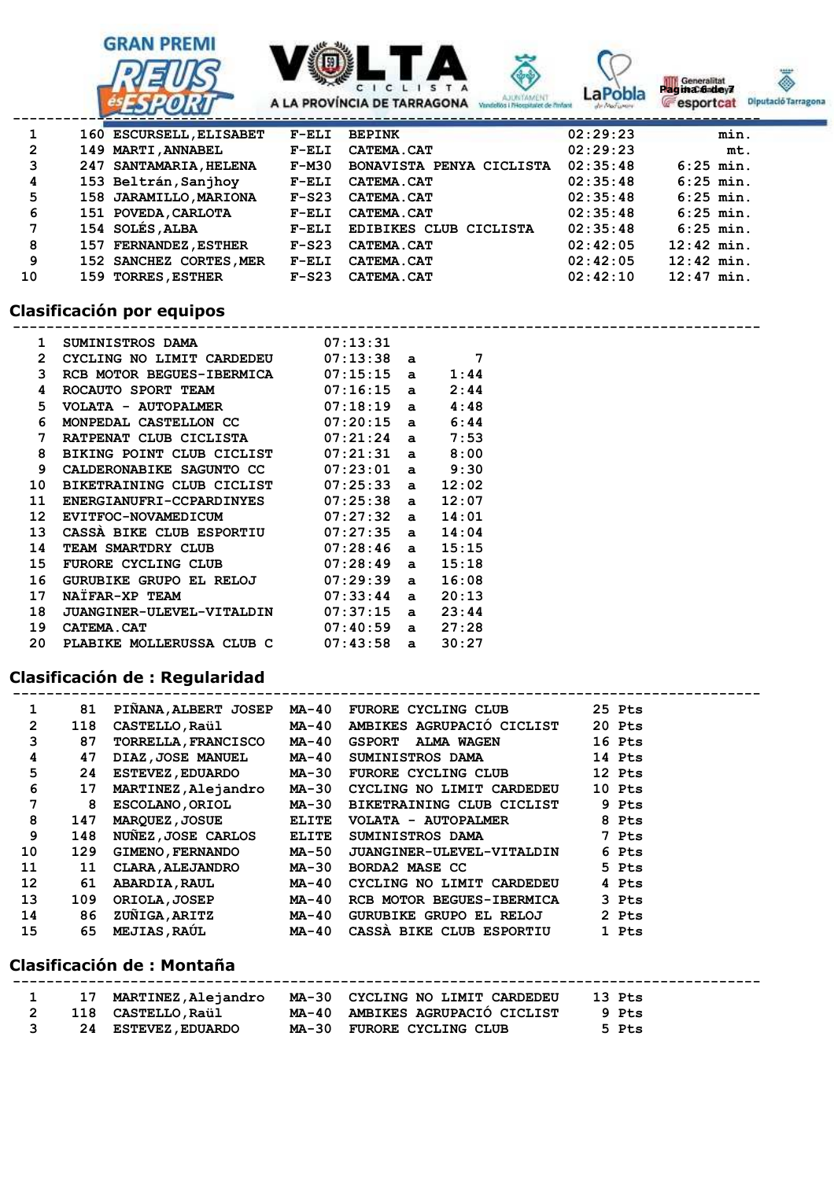| | | | | | | |
|---|---|---|---|---|---|---|
| 1 | 160 | ESCURSELL,ELISABET | F-ELI | BEPINK | 02:29:23 | min. |
| 2 | 149 | MARTI,ANNABEL | F-ELI | CATEMA.CAT | 02:29:23 | mt. |
| 3 | 247 | SANTAMARIA,HELENA | F-M30 | BONAVISTA PENYA CICLISTA | 02:35:48 | 6:25 min. |
| 4 | 153 | Beltrán,Sanjhoy | F-ELI | CATEMA.CAT | 02:35:48 | 6:25 min. |
| 5 | 158 | JARAMILLO,MARIONA | F-S23 | CATEMA.CAT | 02:35:48 | 6:25 min. |
| 6 | 151 | POVEDA,CARLOTA | F-ELI | CATEMA.CAT | 02:35:48 | 6:25 min. |
| 7 | 154 | SOLÉS,ALBA | F-ELI | EDIBIKES CLUB CICLISTA | 02:35:48 | 6:25 min. |
| 8 | 157 | FERNANDEZ,ESTHER | F-S23 | CATEMA.CAT | 02:42:05 | 12:42 min. |
| 9 | 152 | SANCHEZ CORTES,MER | F-ELI | CATEMA.CAT | 02:42:05 | 12:42 min. |
| 10 | 159 | TORRES,ESTHER | F-S23 | CATEMA.CAT | 02:42:10 | 12:47 min. |

## Clasificación por equipos

| | | | | |
|---|---|---|---|---|
| 1 | SUMINISTROS DAMA | 07:13:31 | | |
| 2 | CYCLING NO LIMIT CARDEDEU | 07:13:38 | a | 7 |
| 3 | RCB MOTOR BEGUES-IBERMICA | 07:15:15 | a | 1:44 |
| 4 | ROCAUTO SPORT TEAM | 07:16:15 | a | 2:44 |
| 5 | VOLATA - AUTOPALMER | 07:18:19 | a | 4:48 |
| 6 | MONPEDAL CASTELLON CC | 07:20:15 | a | 6:44 |
| 7 | RATPENAT CLUB CICLISTA | 07:21:24 | a | 7:53 |
| 8 | BIKING POINT CLUB CICLIST | 07:21:31 | a | 8:00 |
| 9 | CALDERONABIKE SAGUNTO CC | 07:23:01 | a | 9:30 |
| 10 | BIKETRAINING CLUB CICLIST | 07:25:33 | a | 12:02 |
| 11 | ENERGIANUFRI-CCPARDINYES | 07:25:38 | a | 12:07 |
| 12 | EVITFOC-NOVAMEDICUM | 07:27:32 | a | 14:01 |
| 13 | CASSÀ BIKE CLUB ESPORTIU | 07:27:35 | a | 14:04 |
| 14 | TEAM SMARTDRY CLUB | 07:28:46 | a | 15:15 |
| 15 | FURORE CYCLING CLUB | 07:28:49 | a | 15:18 |
| 16 | GURUBIKE GRUPO EL RELOJ | 07:29:39 | a | 16:08 |
| 17 | NAÏFAR-XP TEAM | 07:33:44 | a | 20:13 |
| 18 | JUANGINER-ULEVEL-VITALDIN | 07:37:15 | a | 23:44 |
| 19 | CATEMA.CAT | 07:40:59 | a | 27:28 |
| 20 | PLABIKE MOLLERUSSA CLUB C | 07:43:58 | a | 30:27 |

## Clasificación de : Regularidad

| | | | | | |
|---|---|---|---|---|---|
| 1 | 81 | PIÑANA,ALBERT JOSEP | MA-40 | FURORE CYCLING CLUB | 25 Pts |
| 2 | 118 | CASTELLO,Raül | MA-40 | AMBIKES AGRUPACIÓ CICLIST | 20 Pts |
| 3 | 87 | TORRELLA,FRANCISCO | MA-40 | GSPORT ALMA WAGEN | 16 Pts |
| 4 | 47 | DIAZ,JOSE MANUEL | MA-40 | SUMINISTROS DAMA | 14 Pts |
| 5 | 24 | ESTEVEZ,EDUARDO | MA-30 | FURORE CYCLING CLUB | 12 Pts |
| 6 | 17 | MARTINEZ,Alejandro | MA-30 | CYCLING NO LIMIT CARDEDEU | 10 Pts |
| 7 | 8 | ESCOLANO,ORIOL | MA-30 | BIKETRAINING CLUB CICLIST | 9 Pts |
| 8 | 147 | MARQUEZ,JOSUE | ELITE | VOLATA - AUTOPALMER | 8 Pts |
| 9 | 148 | NUÑEZ,JOSE CARLOS | ELITE | SUMINISTROS DAMA | 7 Pts |
| 10 | 129 | GIMENO,FERNANDO | MA-50 | JUANGINER-ULEVEL-VITALDIN | 6 Pts |
| 11 | 11 | CLARA,ALEJANDRO | MA-30 | BORDA2 MASE CC | 5 Pts |
| 12 | 61 | ABARDIA,RAUL | MA-40 | CYCLING NO LIMIT CARDEDEU | 4 Pts |
| 13 | 109 | ORIOLA,JOSEP | MA-40 | RCB MOTOR BEGUES-IBERMICA | 3 Pts |
| 14 | 86 | ZUÑIGA,ARITZ | MA-40 | GURUBIKE GRUPO EL RELOJ | 2 Pts |
| 15 | 65 | MEJIAS,RAÚL | MA-40 | CASSÀ BIKE CLUB ESPORTIU | 1 Pts |

## Clasificación de : Montaña

| | | | | | |
|---|---|---|---|---|---|
| 1 | 17 | MARTINEZ,Alejandro | MA-30 | CYCLING NO LIMIT CARDEDEU | 13 Pts |
| 2 | 118 | CASTELLO,Raül | MA-40 | AMBIKES AGRUPACIÓ CICLIST | 9 Pts |
| 3 | 24 | ESTEVEZ,EDUARDO | MA-30 | FURORE CYCLING CLUB | 5 Pts |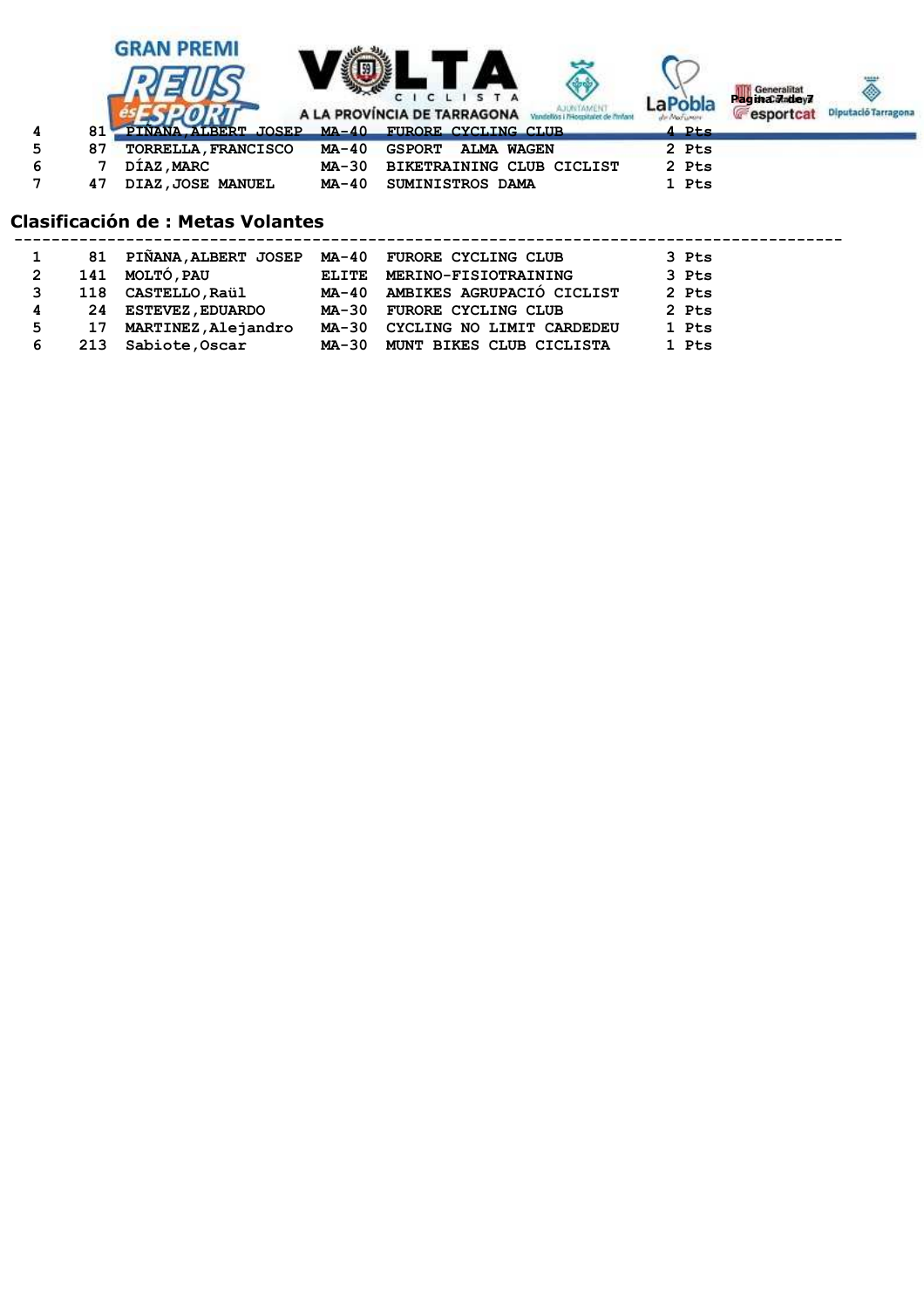| | | | | | |
|---|---|---|---|---|---|
| 4 | 81 | PIÑANA,ALBERT JOSEP | MA-40 | FURORE CYCLING CLUB | 4 Pts |
| 5 | 87 | TORRELLA,FRANCISCO | MA-40 | GSPORT ALMA WAGEN | 2 Pts |
| 6 | 7 | DÍAZ,MARC | MA-30 | BIKETRAINING CLUB CICLIST | 2 Pts |
| 7 | 47 | DIAZ,JOSE MANUEL | MA-40 | SUMINISTROS DAMA | 1 Pts |

## Clasificación de : Metas Volantes

| | | | | | |
|---|---|---|---|---|---|
| 1 | 81 | PIÑANA,ALBERT JOSEP | MA-40 | FURORE CYCLING CLUB | 3 Pts |
| 2 | 141 | MOLTÓ,PAU | ELITE | MERINO-FISIOTRAINING | 3 Pts |
| 3 | 118 | CASTELLO,Raül | MA-40 | AMBIKES AGRUPACIÓ CICLIST | 2 Pts |
| 4 | 24 | ESTEVEZ,EDUARDO | MA-30 | FURORE CYCLING CLUB | 2 Pts |
| 5 | 17 | MARTINEZ,Alejandro | MA-30 | CYCLING NO LIMIT CARDEDEU | 1 Pts |
| 6 | 213 | Sabiote,Oscar | MA-30 | MUNT BIKES CLUB CICLISTA | 1 Pts |